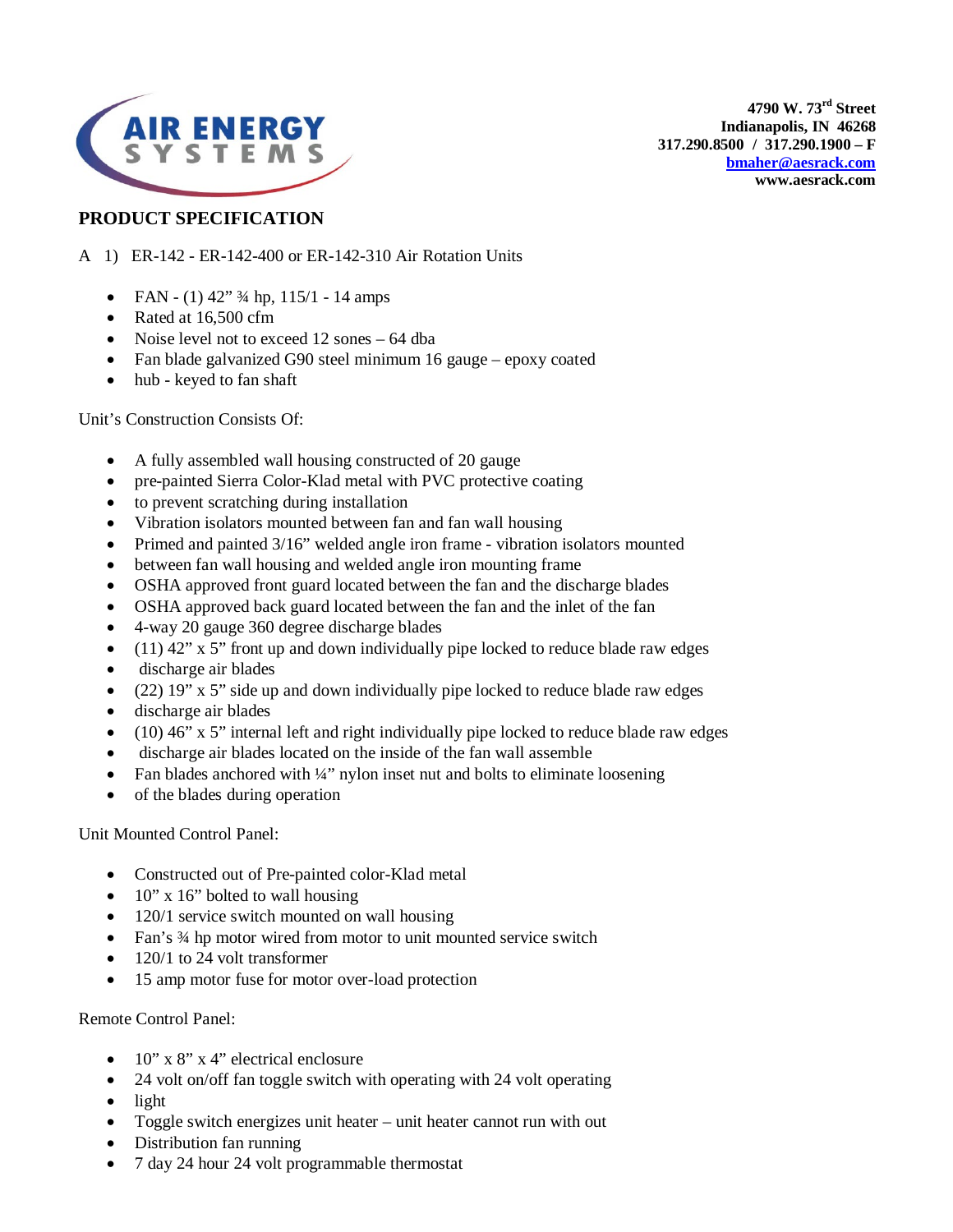AIR ENERGY SYSTEMS

**4790 W. 73rd Street**
**Indianapolis, IN 46268**
**317.290.8500 / 317.290.1900 – F**
**bmaher@aesrack.com**
**www.aesrack.com**

## PRODUCT SPECIFICATION

A 1) ER-142 - ER-142-400 or ER-142-310 Air Rotation Units

- FAN - (1) 42" ¾ hp, 115/1 - 14 amps
- Rated at 16,500 cfm
- Noise level not to exceed 12 sones – 64 dba
- Fan blade galvanized G90 steel minimum 16 gauge – epoxy coated
- hub - keyed to fan shaft

Unit's Construction Consists Of:

- A fully assembled wall housing constructed of 20 gauge
- pre-painted Sierra Color-Klad metal with PVC protective coating
- to prevent scratching during installation
- Vibration isolators mounted between fan and fan wall housing
- Primed and painted 3/16" welded angle iron frame - vibration isolators mounted
- between fan wall housing and welded angle iron mounting frame
- OSHA approved front guard located between the fan and the discharge blades
- OSHA approved back guard located between the fan and the inlet of the fan
- 4-way 20 gauge 360 degree discharge blades
- (11) 42" x 5" front up and down individually pipe locked to reduce blade raw edges
- discharge air blades
- (22) 19" x 5" side up and down individually pipe locked to reduce blade raw edges
- discharge air blades
- (10) 46" x 5" internal left and right individually pipe locked to reduce blade raw edges
- discharge air blades located on the inside of the fan wall assemble
- Fan blades anchored with ¼" nylon inset nut and bolts to eliminate loosening
- of the blades during operation

Unit Mounted Control Panel:

- Constructed out of Pre-painted color-Klad metal
- 10" x 16" bolted to wall housing
- 120/1 service switch mounted on wall housing
- Fan's ¾ hp motor wired from motor to unit mounted service switch
- 120/1 to 24 volt transformer
- 15 amp motor fuse for motor over-load protection

Remote Control Panel:

- 10" x 8" x 4" electrical enclosure
- 24 volt on/off fan toggle switch with operating with 24 volt operating
- light
- Toggle switch energizes unit heater – unit heater cannot run with out
- Distribution fan running
- 7 day 24 hour 24 volt programmable thermostat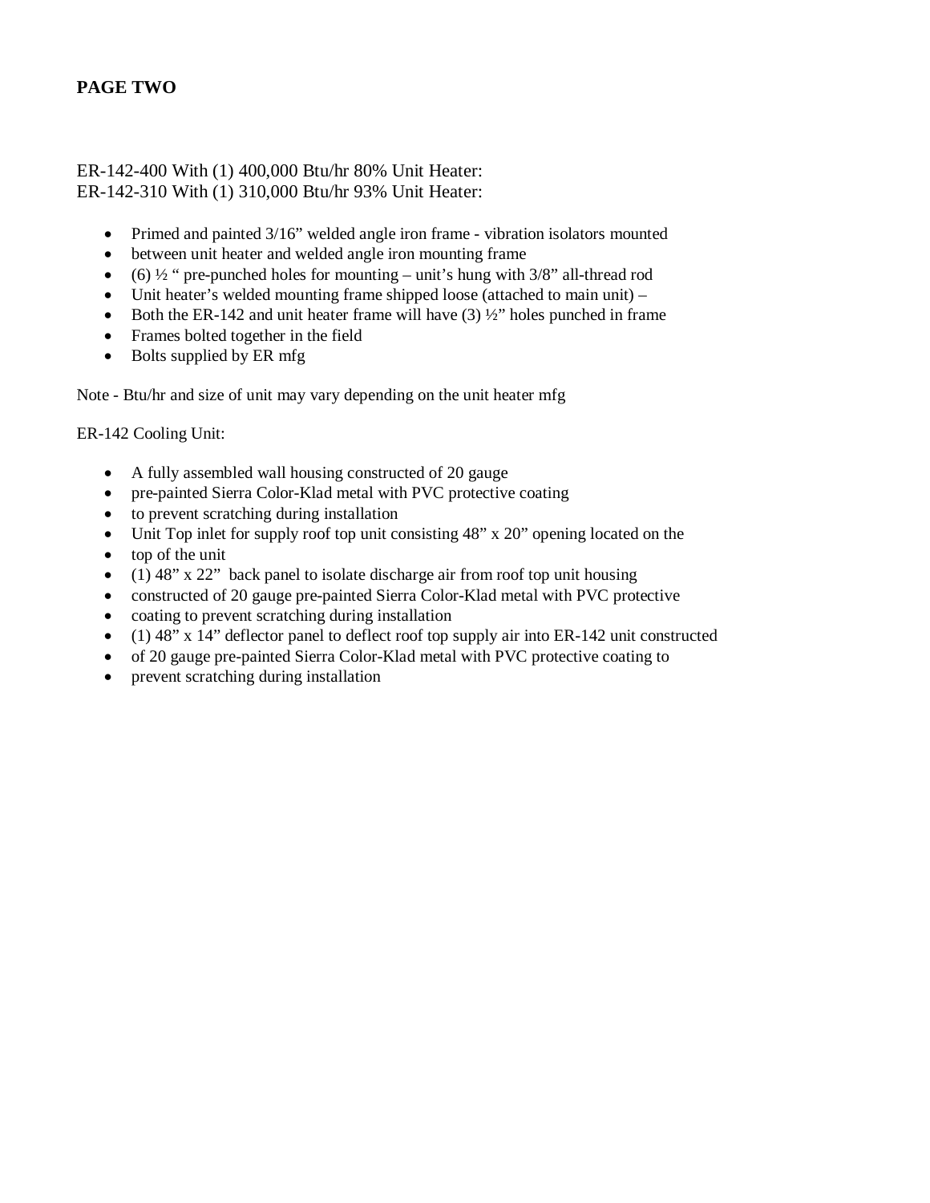**PAGE TWO**

ER-142-400 With (1) 400,000 Btu/hr 80% Unit Heater:
ER-142-310 With (1) 310,000 Btu/hr 93% Unit Heater:

- Primed and painted 3/16" welded angle iron frame - vibration isolators mounted
- between unit heater and welded angle iron mounting frame
- (6) ½ " pre-punched holes for mounting – unit's hung with 3/8" all-thread rod
- Unit heater's welded mounting frame shipped loose (attached to main unit) –
- Both the ER-142 and unit heater frame will have (3) ½" holes punched in frame
- Frames bolted together in the field
- Bolts supplied by ER mfg

Note - Btu/hr and size of unit may vary depending on the unit heater mfg

ER-142 Cooling Unit:

- A fully assembled wall housing constructed of 20 gauge
- pre-painted Sierra Color-Klad metal with PVC protective coating
- to prevent scratching during installation
- Unit Top inlet for supply roof top unit consisting 48" x 20" opening located on the
- top of the unit
- (1) 48" x 22" back panel to isolate discharge air from roof top unit housing
- constructed of 20 gauge pre-painted Sierra Color-Klad metal with PVC protective
- coating to prevent scratching during installation
- (1) 48" x 14" deflector panel to deflect roof top supply air into ER-142 unit constructed
- of 20 gauge pre-painted Sierra Color-Klad metal with PVC protective coating to
- prevent scratching during installation